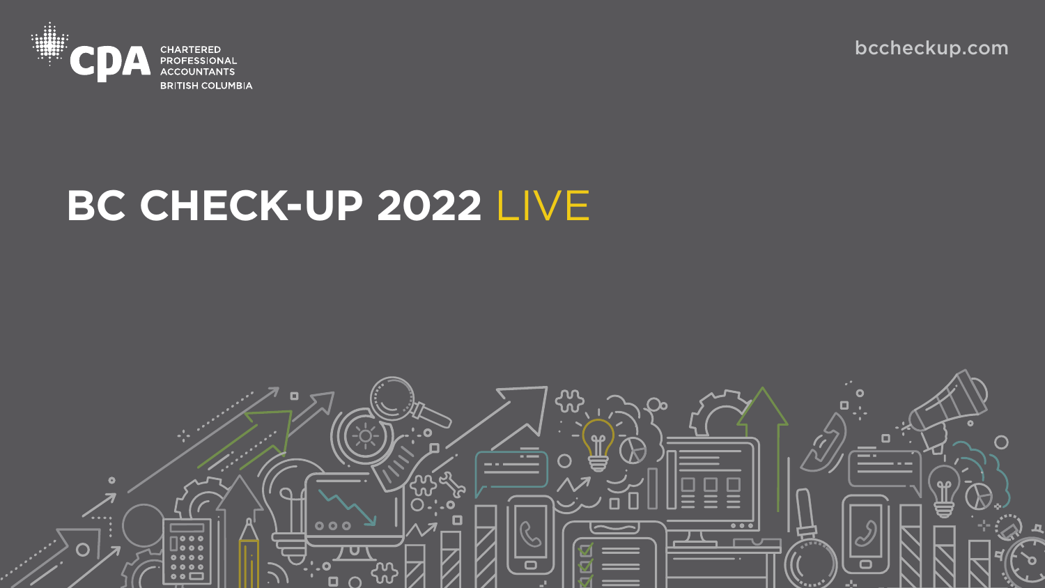CPA CHARTERED PROFESSIONAL ACCOUNTANTS BRITISH COLUMBIA

bccheckup.com

# BC CHECK-UP 2022 LIVE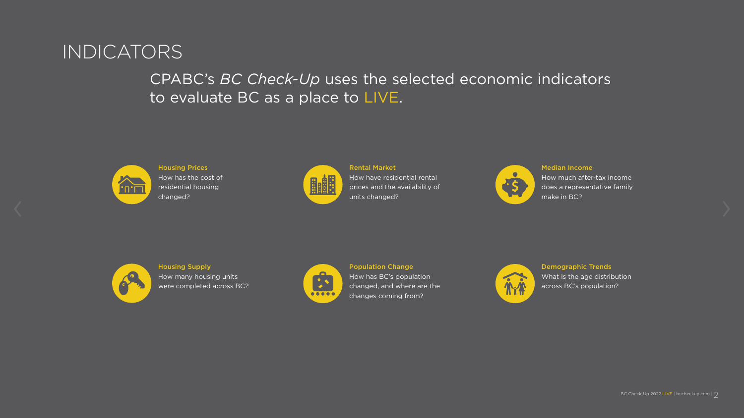# INDICATORS

CPABC's *BC Check-Up* uses the selected economic indicators to evaluate BC as a place to LIVE.

**Housing Prices**
How has the cost of residential housing changed?

**Rental Market**
How have residential rental prices and the availability of units changed?

**Median Income**
How much after-tax income does a representative family make in BC?

**Housing Supply**
How many housing units were completed across BC?

**Population Change**
How has BC's population changed, and where are the changes coming from?

**Demographic Trends**
What is the age distribution across BC's population?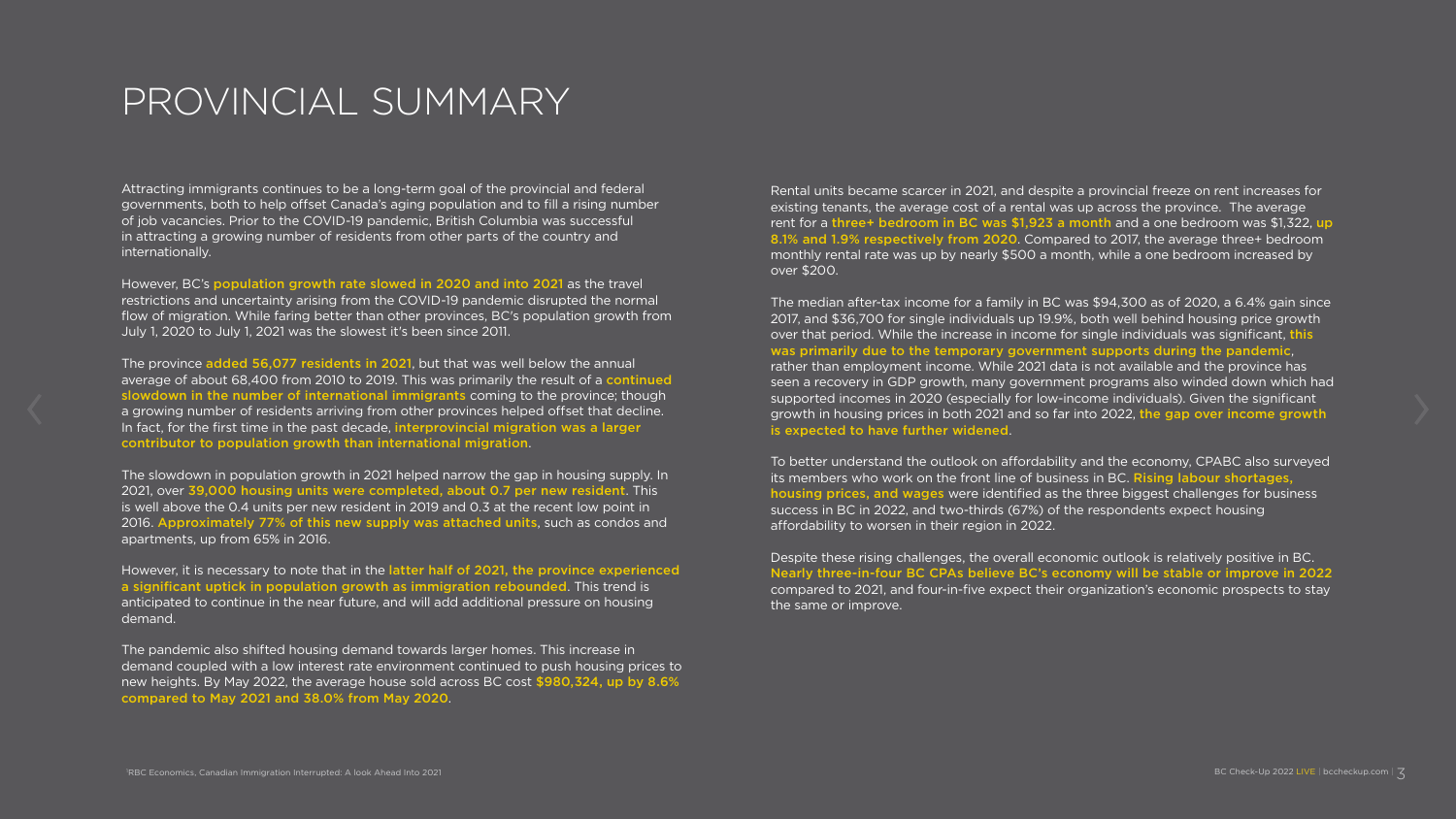# PROVINCIAL SUMMARY

Attracting immigrants continues to be a long-term goal of the provincial and federal governments, both to help offset Canada's aging population and to fill a rising number of job vacancies. Prior to the COVID-19 pandemic, British Columbia was successful in attracting a growing number of residents from other parts of the country and internationally.

However, BC's **population growth rate slowed in 2020 and into 2021** as the travel restrictions and uncertainty arising from the COVID-19 pandemic disrupted the normal flow of migration. While faring better than other provinces, BC's population growth from July 1, 2020 to July 1, 2021 was the slowest it's been since 2011.

The province **added 56,077 residents in 2021**, but that was well below the annual average of about 68,400 from 2010 to 2019. This was primarily the result of a **continued slowdown in the number of international immigrants** coming to the province; though a growing number of residents arriving from other provinces helped offset that decline. In fact, for the first time in the past decade, **interprovincial migration was a larger contributor to population growth than international migration**.

The slowdown in population growth in 2021 helped narrow the gap in housing supply. In 2021, over **39,000 housing units were completed, about 0.7 per new resident**. This is well above the 0.4 units per new resident in 2019 and 0.3 at the recent low point in 2016. **Approximately 77% of this new supply was attached units**, such as condos and apartments, up from 65% in 2016.

However, it is necessary to note that in the **latter half of 2021, the province experienced a significant uptick in population growth as immigration rebounded**. This trend is anticipated to continue in the near future, and will add additional pressure on housing demand.

The pandemic also shifted housing demand towards larger homes. This increase in demand coupled with a low interest rate environment continued to push housing prices to new heights. By May 2022, the average house sold across BC cost **$980,324, up by 8.6% compared to May 2021 and 38.0% from May 2020**.

Rental units became scarcer in 2021, and despite a provincial freeze on rent increases for existing tenants, the average cost of a rental was up across the province. The average rent for a **three+ bedroom in BC was $1,923 a month** and a one bedroom was $1,322, **up 8.1% and 1.9% respectively from 2020**. Compared to 2017, the average three+ bedroom monthly rental rate was up by nearly $500 a month, while a one bedroom increased by over $200.

The median after-tax income for a family in BC was $94,300 as of 2020, a 6.4% gain since 2017, and $36,700 for single individuals up 19.9%, both well behind housing price growth over that period. While the increase in income for single individuals was significant, **this was primarily due to the temporary government supports during the pandemic**, rather than employment income. While 2021 data is not available and the province has seen a recovery in GDP growth, many government programs also winded down which had supported incomes in 2020 (especially for low-income individuals). Given the significant growth in housing prices in both 2021 and so far into 2022, **the gap over income growth is expected to have further widened**.

To better understand the outlook on affordability and the economy, CPABC also surveyed its members who work on the front line of business in BC. **Rising labour shortages, housing prices, and wages** were identified as the three biggest challenges for business success in BC in 2022, and two-thirds (67%) of the respondents expect housing affordability to worsen in their region in 2022.

Despite these rising challenges, the overall economic outlook is relatively positive in BC. **Nearly three-in-four BC CPAs believe BC's economy will be stable or improve in 2022** compared to 2021, and four-in-five expect their organization's economic prospects to stay the same or improve.

[1] RBC Economics, Canadian Immigration Interrupted: A look Ahead Into 2021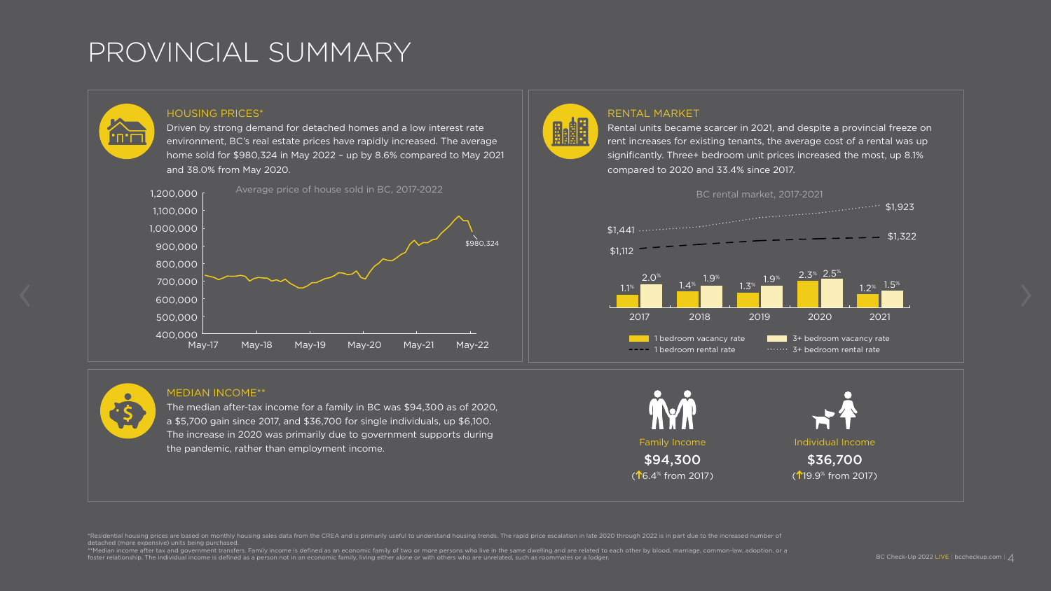# PROVINCIAL SUMMARY

## HOUSING PRICES*

Driven by strong demand for detached homes and a low interest rate environment, BC's real estate prices have rapidly increased. The average home sold for $980,324 in May 2022 – up by 8.6% compared to May 2021 and 38.0% from May 2020.

Average price of house sold in BC, 2017-2022

## RENTAL MARKET

Rental units became scarcer in 2021, and despite a provincial freeze on rent increases for existing tenants, the average cost of a rental was up significantly. Three+ bedroom unit prices increased the most, up 8.1% compared to 2020 and 33.4% since 2017.

BC rental market, 2017-2021

| Year | 1 bedroom vacancy rate | 3+ bedroom vacancy rate |
| --- | --- | --- |
| 2017 | 1.1% | 2.0% |
| 2018 | 1.4% | 1.9% |
| 2019 | 1.3% | 1.9% |
| 2020 | 2.3% | 2.5% |
| 2021 | 1.2% | 1.5% |

1 bedroom rental rate: $1,112 (2017) to $1,322 (2021)
3+ bedroom rental rate: $1,441 (2017) to $1,923 (2021)

## MEDIAN INCOME**

The median after-tax income for a family in BC was $94,300 as of 2020, a $5,700 gain since 2017, and $36,700 for single individuals, up $6,100. The increase in 2020 was primarily due to government supports during the pandemic, rather than employment income.

Family Income
**$94,300**
(↑6.4% from 2017)

Individual Income
**$36,700**
(↑19.9% from 2017)

*Residential housing prices are based on monthly housing sales data from the CREA and is primarily useful to understand housing trends. The rapid price escalation in late 2020 through 2022 is in part due to the increased number of detached (more expensive) units being purchased.
**Median income after tax and government transfers. Family income is defined as an economic family of two or more persons who live in the same dwelling and are related to each other by blood, marriage, common-law, adoption, or a foster relationship. The individual income is defined as a person not in an economic family, living either alone or with others who are unrelated, such as roommates or a lodger.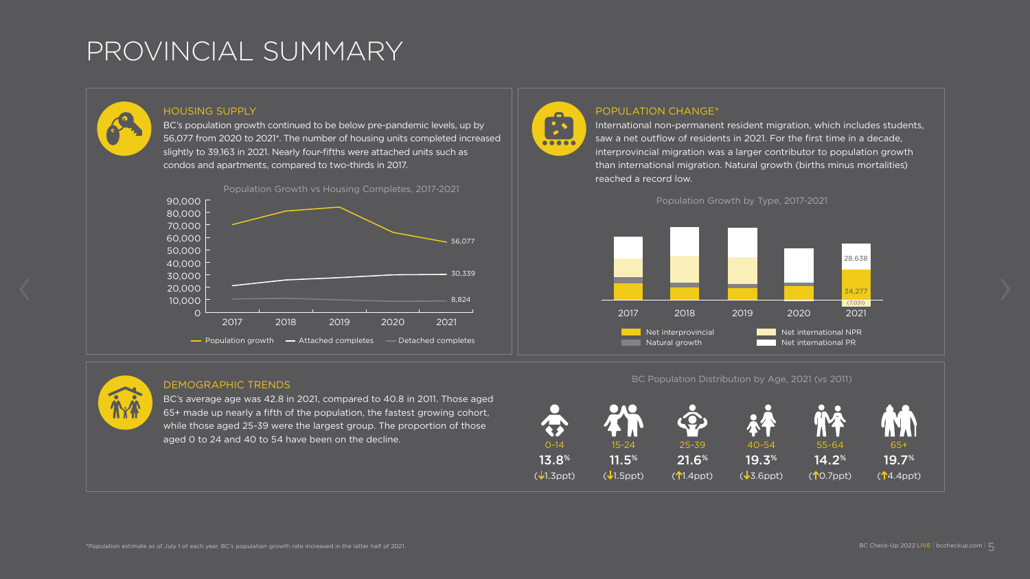// PROVINCIAL SUMMARY

## HOUSING SUPPLY

BC's population growth continued to be below pre-pandemic levels, up by 56,077 from 2020 to 2021*. The number of housing units completed increased slightly to 39,163 in 2021. Nearly four-fifths were attached units such as condos and apartments, compared to two-thirds in 2017.

Population Growth vs Housing Completes, 2017-2021

| | 2021 |
|---|---|
| Population growth | 56,077 |
| Attached completes | 30,339 |
| Detached completes | 8,824 |

## POPULATION CHANGE*

International non-permanent resident migration, which includes students, saw a net outflow of residents in 2021. For the first time in a decade, interprovincial migration was a larger contributor to population growth than international migration. Natural growth (births minus mortalities) reached a record low.

Population Growth by Type, 2017-2021

| | 2021 |
|---|---|
| Net international PR | 28,638 |
| Net interprovincial | 34,277 |
| Net international NPR | (7,031) |

## DEMOGRAPHIC TRENDS

BC's average age was 42.8 in 2021, compared to 40.8 in 2011. Those aged 65+ made up nearly a fifth of the population, the fastest growing cohort, while those aged 25-39 were the largest group. The proportion of those aged 0 to 24 and 40 to 54 have been on the decline.

BC Population Distribution by Age, 2021 (vs 2011)

| 0-14 | 15-24 | 25-39 | 40-54 | 55-64 | 65+ |
|---|---|---|---|---|---|
| 13.8% | 11.5% | 21.6% | 19.3% | 14.2% | 19.7% |
| (↓1.3ppt) | (↓1.5ppt) | (↑1.4ppt) | (↓3.6ppt) | (↑0.7ppt) | (↑4.4ppt) |

*Population estimate as of July 1 of each year. BC's population growth rate increased in the latter half of 2021.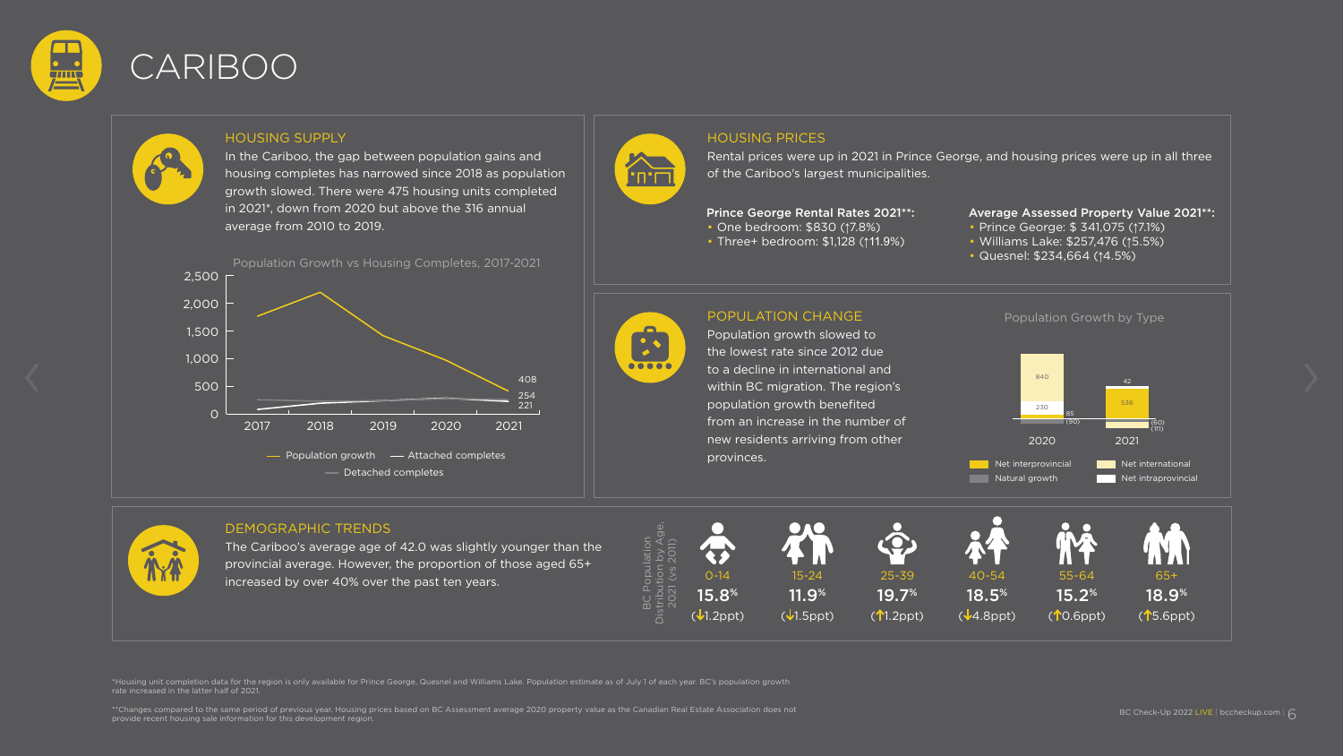# CARIBOO

## HOUSING SUPPLY

In the Cariboo, the gap between population gains and housing completes has narrowed since 2018 as population growth slowed. There were 475 housing units completed in 2021*, down from 2020 but above the 316 annual average from 2010 to 2019.

Population Growth vs Housing Completes, 2017-2021

— Population growth — Attached completes — Detached completes

## HOUSING PRICES

Rental prices were up in 2021 in Prince George, and housing prices were up in all three of the Cariboo's largest municipalities.

**Prince George Rental Rates 2021**:**
- One bedroom: $830 (↑7.8%)
- Three+ bedroom: $1,128 (↑11.9%)

**Average Assessed Property Value 2021**:**
- Prince George: $ 341,075 (↑7.1%)
- Williams Lake: $257,476 (↑5.5%)
- Quesnel: $234,664 (↑4.5%)

## POPULATION CHANGE

Population growth slowed to the lowest rate since 2012 due to a decline in international and within BC migration. The region's population growth benefited from an increase in the number of new residents arriving from other provinces.

Population Growth by Type

| | Net interprovincial | Net international | Net intraprovincial | Natural growth |
|---|---|---|---|---|
| 2020 | 840 | 230 | 85 | (90) |
| 2021 | 536 | 42 | (60) | (111) |

## DEMOGRAPHIC TRENDS

The Cariboo's average age of 42.0 was slightly younger than the provincial average. However, the proportion of those aged 65+ increased by over 40% over the past ten years.

BC Population Distribution by Age, 2021 (vs 2011)

| 0-14 | 15-24 | 25-39 | 40-54 | 55-64 | 65+ |
|---|---|---|---|---|---|
| 15.8% | 11.9% | 19.7% | 18.5% | 15.2% | 18.9% |
| (↓1.2ppt) | (↓1.5ppt) | (↑1.2ppt) | (↓4.8ppt) | (↑0.6ppt) | (↑5.6ppt) |

*Housing unit completion data for the region is only available for Prince George, Quesnel and Williams Lake. Population estimate as of July 1 of each year. BC's population growth rate increased in the latter half of 2021.

**Changes compared to the same period of previous year. Housing prices based on BC Assessment average 2020 property value as the Canadian Real Estate Association does not provide recent housing sale information for this development region.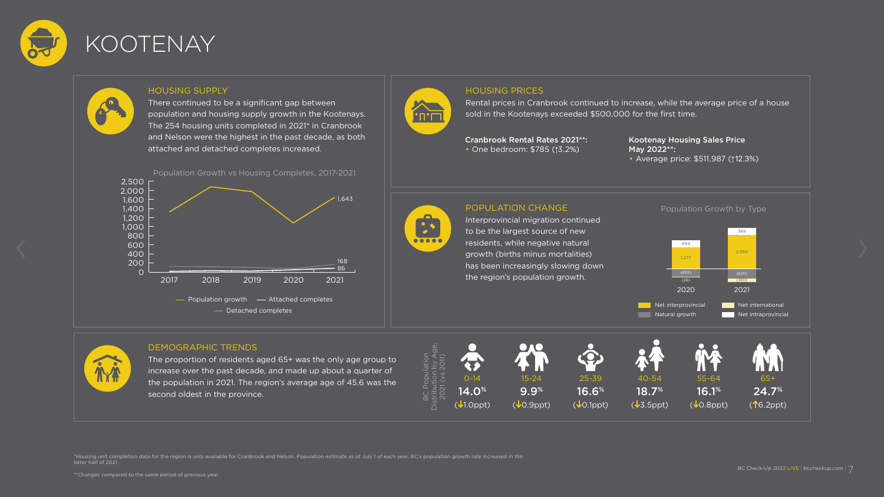# KOOTENAY

## HOUSING SUPPLY

There continued to be a significant gap between population and housing supply growth in the Kootenays. The 254 housing units completed in 2021* in Cranbrook and Nelson were the highest in the past decade, as both attached and detached completes increased.

Population Growth vs Housing Completes, 2017-2021

| Series | 2021 |
| --- | --- |
| Population growth | 1,643 |
| Attached completes | 86 |
| Detached completes | 168 |

## HOUSING PRICES

Rental prices in Cranbrook continued to increase, while the average price of a house sold in the Kootenays exceeded $500,000 for the first time.

**Cranbrook Rental Rates 2021**:**
- One bedroom: $785 (↑3.2%)

**Kootenay Housing Sales Price May 2022**:**
- Average price: $511,987 (↑12.3%)

## POPULATION CHANGE

Interprovincial migration continued to be the largest source of new residents, while negative natural growth (births minus mortalities) has been increasingly slowing down the region's population growth.

Population Growth by Type

| | 2020 | 2021 |
| --- | --- | --- |
| Net interprovincial | 1,277 | 2,056 |
| Net intraprovincial | 404 | 369 |
| Natural growth | (455) | (601) |
| Net international | (26) | (180) |

## DEMOGRAPHIC TRENDS

The proportion of residents aged 65+ was the only age group to increase over the past decade, and made up about a quarter of the population in 2021. The region's average age of 45.6 was the second oldest in the province.

BC Population Distribution by Age, 2021 (vs 2011)

| 0-14 | 15-24 | 25-39 | 40-54 | 55-64 | 65+ |
| --- | --- | --- | --- | --- | --- |
| 14.0% | 9.9% | 16.6% | 18.7% | 16.1% | 24.7% |
| (↓1.0ppt) | (↓0.9ppt) | (↓0.1ppt) | (↓3.5ppt) | (↓0.8ppt) | (↑6.2ppt) |

*Housing unit completion data for the region is only available for Cranbrook and Nelson. Population estimate as of July 1 of each year. BC's population growth rate increased in the latter half of 2021.

**Changes compared to the same period of previous year.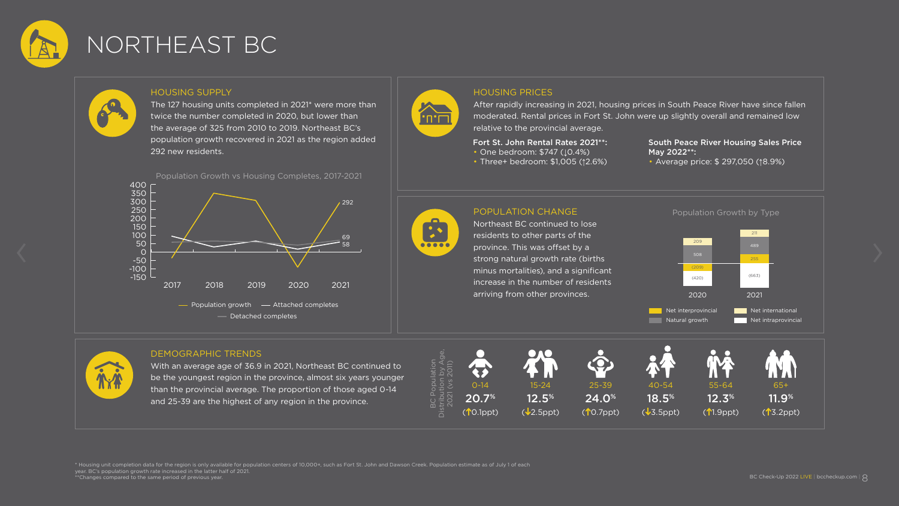# NORTHEAST BC

## HOUSING SUPPLY

The 127 housing units completed in 2021* were more than twice the number completed in 2020, but lower than the average of 325 from 2010 to 2019. Northeast BC's population growth recovered in 2021 as the region added 292 new residents.

Population Growth vs Housing Completes, 2017-2021

— Population growth — Attached completes — Detached completes

## HOUSING PRICES

After rapidly increasing in 2021, housing prices in South Peace River have since fallen moderated. Rental prices in Fort St. John were up slightly overall and remained low relative to the provincial average.

**Fort St. John Rental Rates 2021**:**
- One bedroom: $747 (↓0.4%)
- Three+ bedroom: $1,005 (↑2.6%)

**South Peace River Housing Sales Price May 2022**:**
- Average price: $ 297,050 (↑8.9%)

## POPULATION CHANGE

Northeast BC continued to lose residents to other parts of the province. This was offset by a strong natural growth rate (births minus mortalities), and a significant increase in the number of residents arriving from other provinces.

Population Growth by Type

| | 2020 | 2021 |
|---|---|---|
| Net international | 209 | 211 |
| Natural growth | 508 | 489 |
| Net interprovincial | (209) | 255 |
| Net intraprovincial | (420) | (663) |

## DEMOGRAPHIC TRENDS

With an average age of 36.9 in 2021, Northeast BC continued to be the youngest region in the province, almost six years younger than the provincial average. The proportion of those aged 0-14 and 25-39 are the highest of any region in the province.

BC Population Distribution by Age, 2021 (vs 2011)

| 0-14 | 15-24 | 25-39 | 40-54 | 55-64 | 65+ |
|---|---|---|---|---|---|
| 20.7% | 12.5% | 24.0% | 18.5% | 12.3% | 11.9% |
| (↑0.1ppt) | (↓2.5ppt) | (↑0.7ppt) | (↓3.5ppt) | (↑1.9ppt) | (↑3.2ppt) |

\* Housing unit completion data for the region is only available for population centers of 10,000+, such as Fort St. John and Dawson Creek. Population estimate as of July 1 of each year. BC's population growth rate increased in the latter half of 2021.
**Changes compared to the same period of previous year.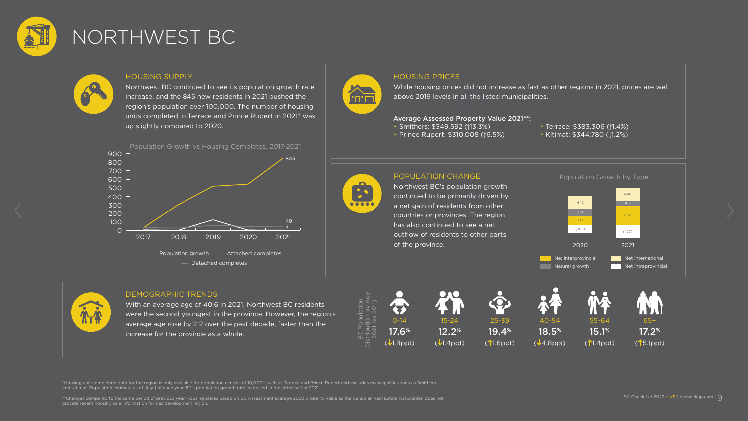# NORTHWEST BC

## HOUSING SUPPLY

Northwest BC continued to see its population growth rate increase, and the 845 new residents in 2021 pushed the region's population over 100,000. The number of housing units completed in Terrace and Prince Rupert in 2021* was up slightly compared to 2020.

Population Growth vs Housing Completes, 2017-2021

| Year | Population growth | Attached completes | Detached completes |
|---|---|---|---|
| 2021 | 845 | 3 | 49 |

— Population growth — Attached completes — Detached completes

## HOUSING PRICES

While housing prices did not increase as fast as other regions in 2021, prices are well above 2019 levels in all the listed municipalities.

**Average Assessed Property Value 2021\*\*:**

- Smithers: $349,592 (↑13.3%)
- Prince Rupert: $310,008 (↑6.5%)
- Terrace: $383,306 (↑1.4%)
- Kitimat: $344,780 (↓1.2%)

## POPULATION CHANGE

Northwest BC's population growth continued to be primarily driven by a net gain of residents from other countries or provinces. The region has also continued to see a net outflow of residents to other parts of the province.

Population Growth by Type

| | 2020 | 2021 |
|---|---|---|
| Net interprovincial | 313 | 662 |
| Natural growth | 231 | 162 |
| Net international | 442 | 448 |
| Net intraprovincial | (265) | (427) |

## DEMOGRAPHIC TRENDS

With an average age of 40.6 in 2021, Northwest BC residents were the second youngest in the province. However, the region's average age rose by 2.2 over the past decade, faster than the increase for the province as a whole.

BC Population Distribution by Age, 2021 (vs 2011)

| 0-14 | 15-24 | 25-39 | 40-54 | 55-64 | 65+ |
|---|---|---|---|---|---|
| 17.6% | 12.2% | 19.4% | 18.5% | 15.1% | 17.2% |
| (↓1.9ppt) | (↓1.4ppt) | (↑1.6ppt) | (↓4.8ppt) | (↑1.4ppt) | (↑5.1ppt) |

*Housing unit completion data for the region is only available for population centres of 10,000+ such as Terrace and Prince Rupert and excludes municipalities such as Smithers and Kitimat. Population estimate as of July 1 of each year. BC's population growth rate increased in the latter half of 2021.

**Changes compared to the same period of previous year. Housing prices based on BC Assessment average 2020 property value as the Canadian Real Estate Association does not provide recent housing sale information for this development region.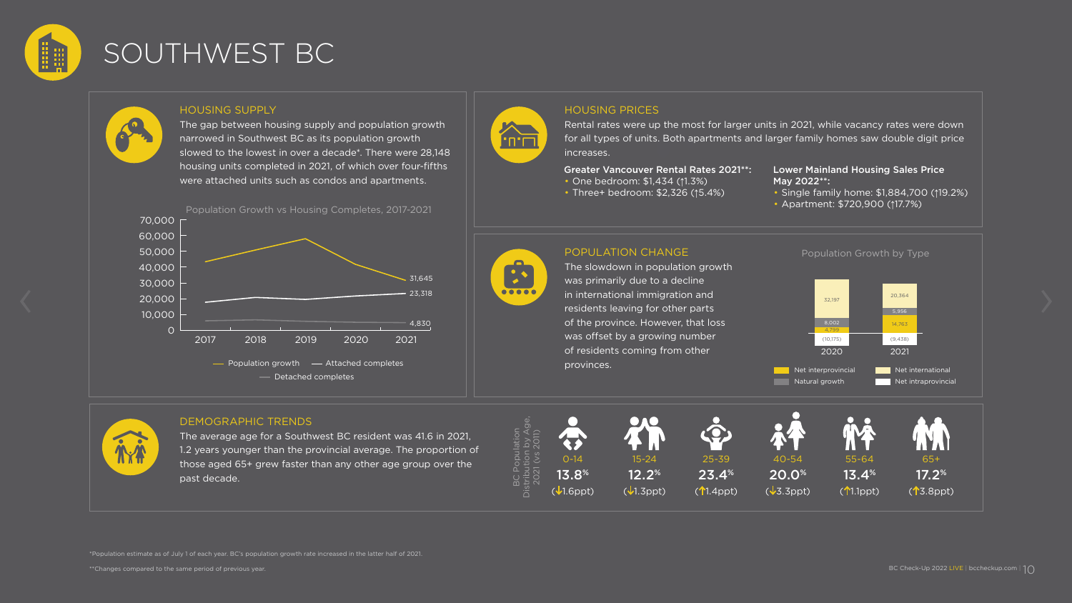# SOUTHWEST BC

## HOUSING SUPPLY

The gap between housing supply and population growth narrowed in Southwest BC as its population growth slowed to the lowest in over a decade*. There were 28,148 housing units completed in 2021, of which over four-fifths were attached units such as condos and apartments.

Population Growth vs Housing Completes, 2017-2021

| | 2021 |
|---|---|
| Population growth | 31,645 |
| Attached completes | 23,318 |
| Detached completes | 4,830 |

## HOUSING PRICES

Rental rates were up the most for larger units in 2021, while vacancy rates were down for all types of units. Both apartments and larger family homes saw double digit price increases.

**Greater Vancouver Rental Rates 2021**:**

- One bedroom: $1,434 (↑1.3%)
- Three+ bedroom: $2,326 (↑5.4%)

**Lower Mainland Housing Sales Price May 2022**:**

- Single family home: $1,884,700 (↑19.2%)
- Apartment: $720,900 (↑17.7%)

## POPULATION CHANGE

The slowdown in population growth was primarily due to a decline in international immigration and residents leaving for other parts of the province. However, that loss was offset by a growing number of residents coming from other provinces.

Population Growth by Type

| | 2020 | 2021 |
|---|---|---|
| Net international | 32,197 | 20,364 |
| Natural growth | 8,002 | 5,956 |
| Net interprovincial | 4,799 | 14,763 |
| Net intraprovincial | (10,175) | (9,438) |

## DEMOGRAPHIC TRENDS

The average age for a Southwest BC resident was 41.6 in 2021, 1.2 years younger than the provincial average. The proportion of those aged 65+ grew faster than any other age group over the past decade.

BC Population Distribution by Age, 2021 (vs 2011)

| 0-14 | 15-24 | 25-39 | 40-54 | 55-64 | 65+ |
|---|---|---|---|---|---|
| 13.8% | 12.2% | 23.4% | 20.0% | 13.4% | 17.2% |
| (↓1.6ppt) | (↓1.3ppt) | (↑1.4ppt) | (↓3.3ppt) | (↑1.1ppt) | (↑3.8ppt) |

*Population estimate as of July 1 of each year. BC's population growth rate increased in the latter half of 2021.

**Changes compared to the same period of previous year.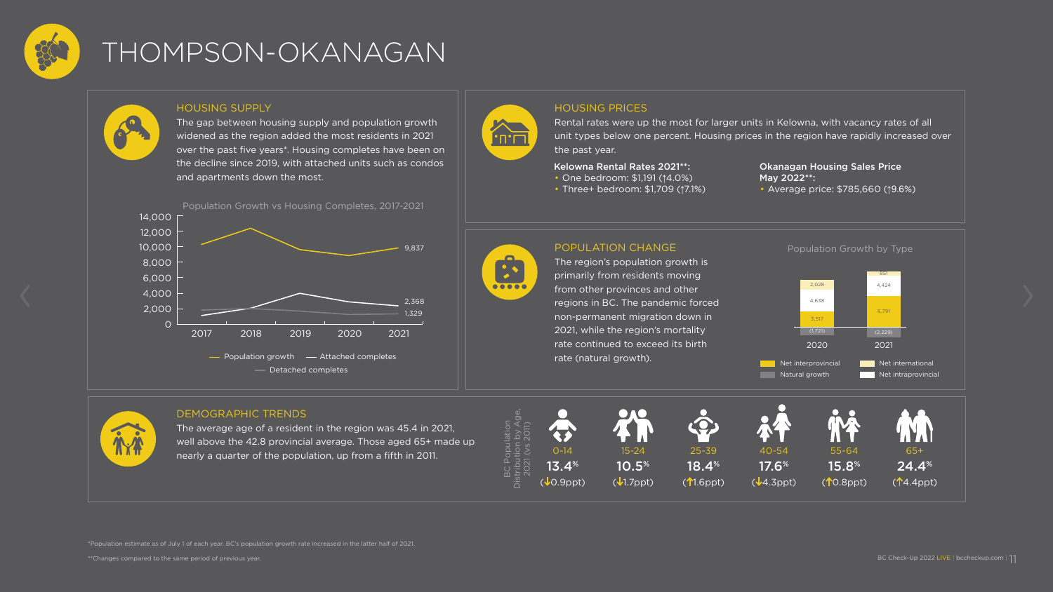# THOMPSON-OKANAGAN

## HOUSING SUPPLY

The gap between housing supply and population growth widened as the region added the most residents in 2021 over the past five years*. Housing completes have been on the decline since 2019, with attached units such as condos and apartments down the most.

Population Growth vs Housing Completes, 2017-2021

| Year | Population growth | Attached completes | Detached completes |
|---|---|---|---|
| 2021 | 9,837 | 2,368 | 1,329 |

— Population growth — Attached completes — Detached completes

## HOUSING PRICES

Rental rates were up the most for larger units in Kelowna, with vacancy rates of all unit types below one percent. Housing prices in the region have rapidly increased over the past year.

**Kelowna Rental Rates 2021**:**
- One bedroom: $1,191 (↑4.0%)
- Three+ bedroom: $1,709 (↑7.1%)

**Okanagan Housing Sales Price May 2022**:**
- Average price: $785,660 (↑9.6%)

## POPULATION CHANGE

The region's population growth is primarily from residents moving from other provinces and other regions in BC. The pandemic forced non-permanent migration down in 2021, while the region's mortality rate continued to exceed its birth rate (natural growth).

Population Growth by Type

| | 2020 | 2021 |
|---|---|---|
| Net interprovincial | 3,517 | 6,791 |
| Net intraprovincial | 4,638 | 4,424 |
| Net international | 2,028 | 851 |
| Natural growth | (1,721) | (2,229) |

## DEMOGRAPHIC TRENDS

The average age of a resident in the region was 45.4 in 2021, well above the 42.8 provincial average. Those aged 65+ made up nearly a quarter of the population, up from a fifth in 2011.

BC Population Distribution by Age, 2021 (vs 2011)

| 0-14 | 15-24 | 25-39 | 40-54 | 55-64 | 65+ |
|---|---|---|---|---|---|
| 13.4% | 10.5% | 18.4% | 17.6% | 15.8% | 24.4% |
| (↓0.9ppt) | (↓1.7ppt) | (↑1.6ppt) | (↓4.3ppt) | (↑0.8ppt) | (↑4.4ppt) |

*Population estimate as of July 1 of each year. BC's population growth rate increased in the latter half of 2021.

**Changes compared to the same period of previous year.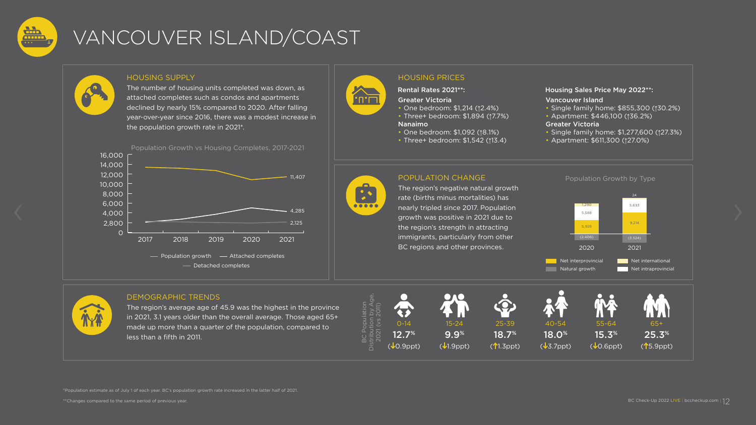# VANCOUVER ISLAND/COAST

## HOUSING SUPPLY

The number of housing units completed was down, as attached completes such as condos and apartments declined by nearly 15% compared to 2020. After falling year-over-year since 2016, there was a modest increase in the population growth rate in 2021*.

Population Growth vs Housing Completes, 2017-2021

| Year | Population growth | Attached completes | Detached completes |
| --- | --- | --- | --- |
| 2021 | 11,407 | 4,285 | 2,125 |

## HOUSING PRICES

**Rental Rates 2021\*\*:**

**Greater Victoria**
- One bedroom: $1,214 (↑2.4%)
- Three+ bedroom: $1,894 (↑7.7%)

**Nanaimo**
- One bedroom: $1,092 (↑8.1%)
- Three+ bedroom: $1,542 (↑13.4)

**Housing Sales Price May 2022\*\*:**

**Vancouver Island**
- Single family home: $855,300 (↑30.2%)
- Apartment: $446,100 (↑36.2%)

**Greater Victoria**
- Single family home: $1,277,600 (↑27.3%)
- Apartment: $611,300 (↑27.0%)

## POPULATION CHANGE

The region's negative natural growth rate (births minus mortalities) has nearly tripled since 2017. Population growth was positive in 2021 due to the region's strength in attracting immigrants, particularly from other BC regions and other provinces.

Population Growth by Type

| | 2020 | 2021 |
| --- | --- | --- |
| Net interprovincial | 5,926 | 9,214 |
| Net international | 1,290 | 24 |
| Net intraprovincial | 5,588 | 5,693 |
| Natural growth | (2,406) | (3,524) |

## DEMOGRAPHIC TRENDS

The region's average age of 45.9 was the highest in the province in 2021, 3.1 years older than the overall average. Those aged 65+ made up more than a quarter of the population, compared to less than a fifth in 2011.

BC Population Distribution by Age, 2021 (vs 2011)

| 0-14 | 15-24 | 25-39 | 40-54 | 55-64 | 65+ |
| --- | --- | --- | --- | --- | --- |
| 12.7% | 9.9% | 18.7% | 18.0% | 15.3% | 25.3% |
| (↓0.9ppt) | (↓1.9ppt) | (↑1.3ppt) | (↓3.7ppt) | (↓0.6ppt) | (↑5.9ppt) |

*Population estimate as of July 1 of each year. BC's population growth rate increased in the latter half of 2021.

**Changes compared to the same period of previous year.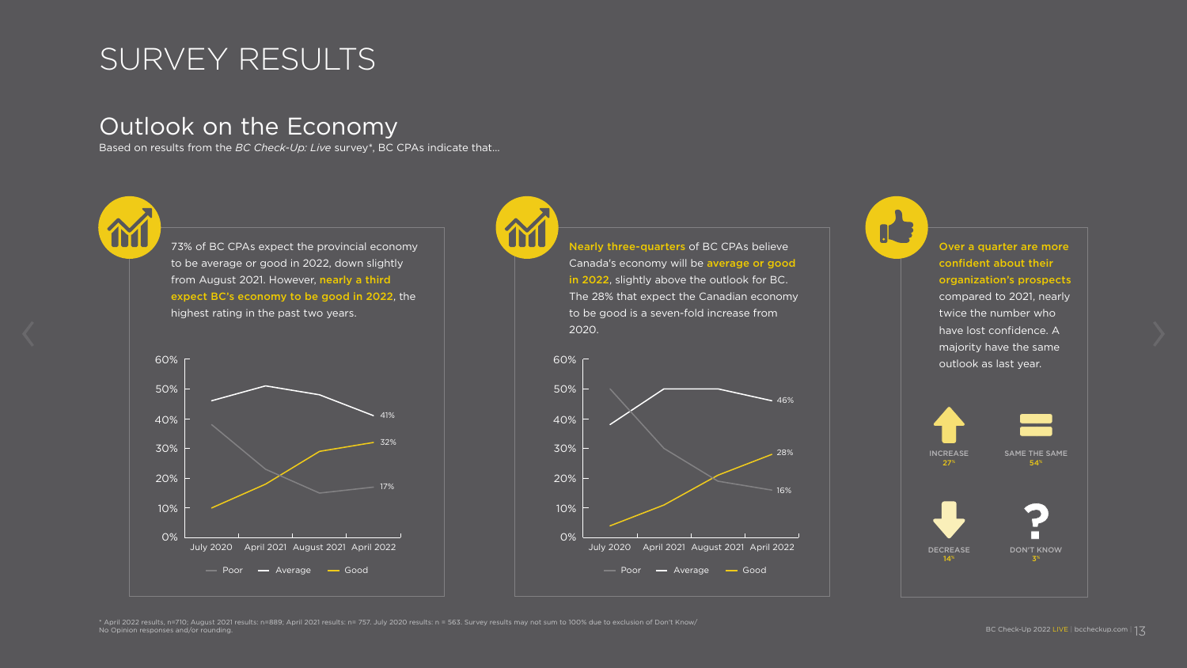# SURVEY RESULTS

## Outlook on the Economy

Based on results from the *BC Check-Up: Live* survey*, BC CPAs indicate that...

73% of BC CPAs expect the provincial economy to be average or good in 2022, down slightly from August 2021. However, **nearly a third expect BC's economy to be good in 2022**, the highest rating in the past two years.

60%
50%
40%
30%
20%
10%
0%

July 2020 | April 2021 | August 2021 | April 2022

41%
32%
17%

— Poor — Average — Good

**Nearly three-quarters** of BC CPAs believe Canada's economy will be **average or good in 2022**, slightly above the outlook for BC. The 28% that expect the Canadian economy to be good is a seven-fold increase from 2020.

60%
50%
40%
30%
20%
10%
0%

July 2020 | April 2021 | August 2021 | April 2022

46%
28%
16%

— Poor — Average — Good

**Over a quarter are more confident about their organization's prospects** compared to 2021, nearly twice the number who have lost confidence. A majority have the same outlook as last year.

INCREASE 27%

SAME THE SAME 54%

DECREASE 14%

DON'T KNOW 3%

\* April 2022 results, n=710; August 2021 results: n=889; April 2021 results: n= 757. July 2020 results: n = 563. Survey results may not sum to 100% due to exclusion of Don't Know/ No Opinion responses and/or rounding.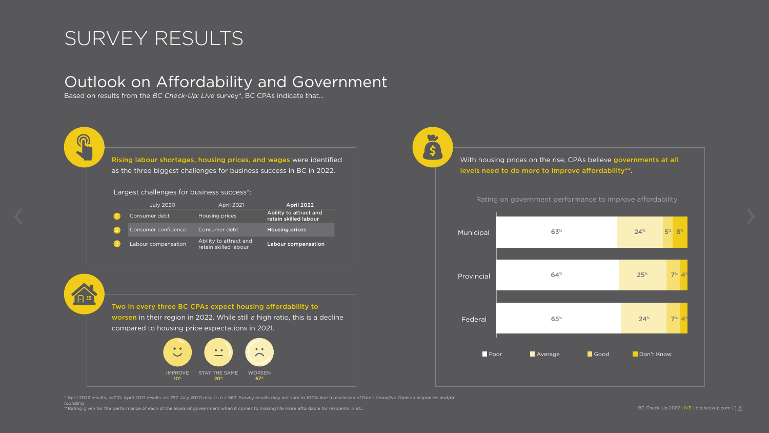# SURVEY RESULTS

## Outlook on Affordability and Government

Based on results from the *BC Check-Up: Live* survey*, BC CPAs indicate that...

**Rising labour shortages, housing prices, and wages** were identified as the three biggest challenges for business success in BC in 2022.

Largest challenges for business success*:

| | July 2020 | April 2021 | April 2022 |
|---|---|---|---|
| 1 | Consumer debt | Housing prices | **Ability to attract and retain skilled labour** |
| 2 | Consumer confidence | Consumer debt | **Housing prices** |
| 3 | Labour compensation | Ability to attract and retain skilled labour | **Labour compensation** |

**Two in every three BC CPAs expect housing affordability to worsen** in their region in 2022. While still a high ratio, this is a decline compared to housing price expectations in 2021.

| IMPROVE | STAY THE SAME | WORSEN |
|---|---|---|
| 10% | 20% | 67% |

With housing prices on the rise, CPAs believe **governments at all levels need to do more to improve affordability****.

Rating on government performance to improve affordability

| | Poor | Average | Good | Don't Know |
|---|---|---|---|---|
| Municipal | 63% | 24% | 5% | 8% |
| Provincial | 64% | 25% | 7% | 4% |
| Federal | 65% | 24% | 7% | 4% |

* April 2022 results, n=710; April 2021 results: n= 757. July 2020 results: n = 563. Survey results may not sum to 100% due to exclusion of Don't Know/No Opinion responses and/or rounding

**Rating given for the performance of each of the levels of government when it comes to making life more affordable for residents in BC.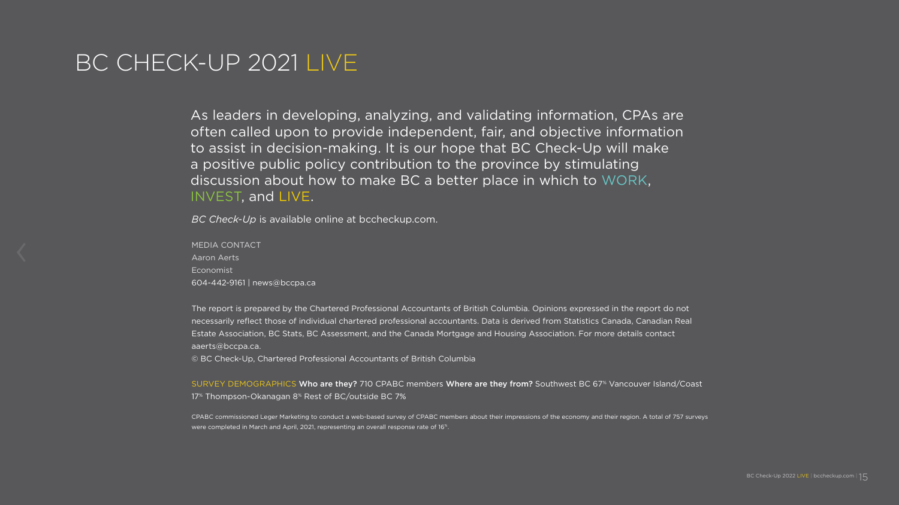# BC CHECK-UP 2021 LIVE

As leaders in developing, analyzing, and validating information, CPAs are often called upon to provide independent, fair, and objective information to assist in decision-making. It is our hope that BC Check-Up will make a positive public policy contribution to the province by stimulating discussion about how to make BC a better place in which to WORK, INVEST, and LIVE.

*BC Check-Up* is available online at bccheckup.com.

MEDIA CONTACT
Aaron Aerts
Economist
604-442-9161 | news@bccpa.ca

The report is prepared by the Chartered Professional Accountants of British Columbia. Opinions expressed in the report do not necessarily reflect those of individual chartered professional accountants. Data is derived from Statistics Canada, Canadian Real Estate Association, BC Stats, BC Assessment, and the Canada Mortgage and Housing Association. For more details contact aaerts@bccpa.ca.
© BC Check-Up, Chartered Professional Accountants of British Columbia

SURVEY DEMOGRAPHICS **Who are they?** 710 CPABC members **Where are they from?** Southwest BC 67% Vancouver Island/Coast 17% Thompson-Okanagan 8% Rest of BC/outside BC 7%

CPABC commissioned Leger Marketing to conduct a web-based survey of CPABC members about their impressions of the economy and their region. A total of 757 surveys were completed in March and April, 2021, representing an overall response rate of 16%.